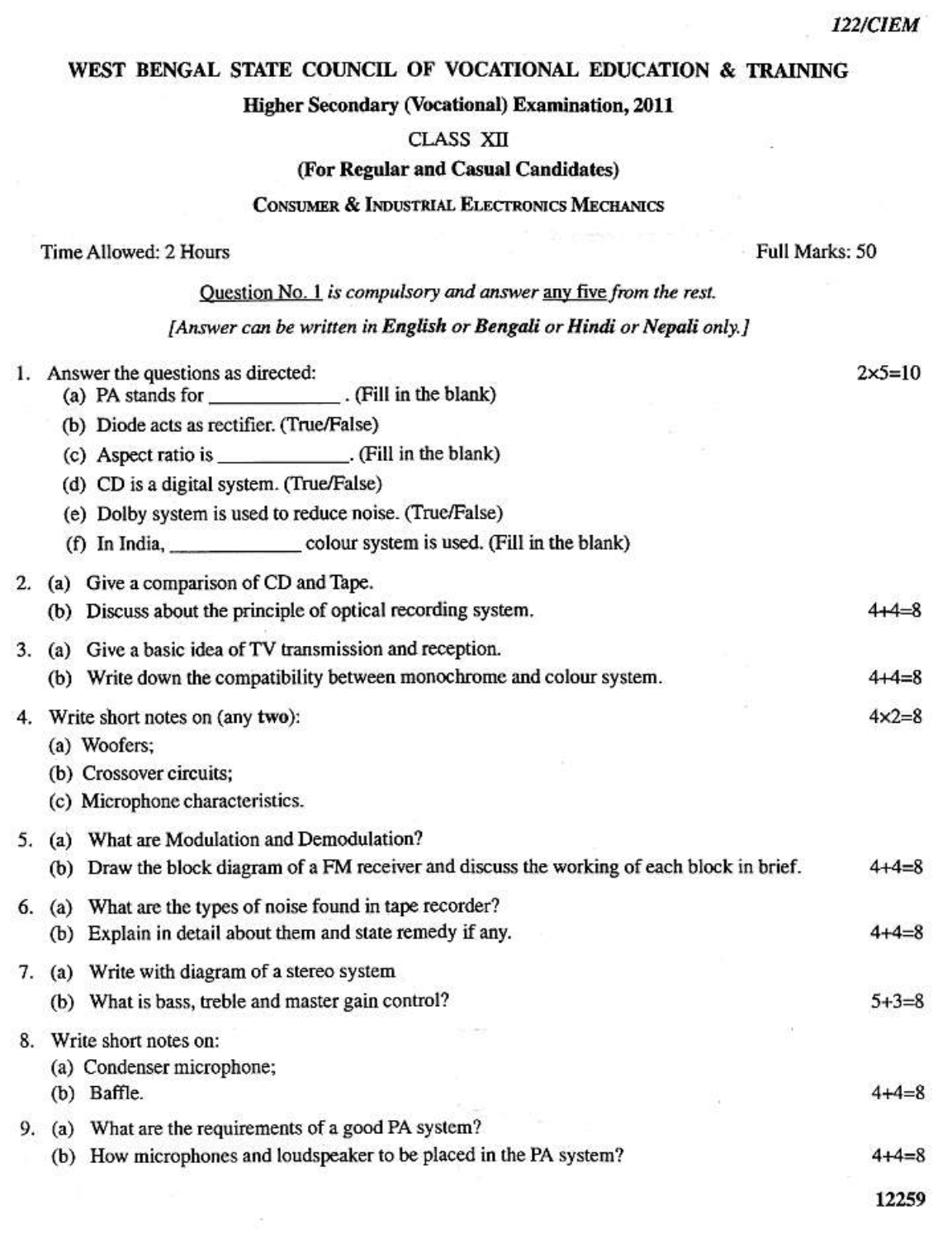122/CIEM

# WEST BENGAL STATE COUNCIL OF VOCATIONAL EDUCATION & TRAINING

## Higher Secondary (Vocational) Examination, 2011

### CLASS XII

### (For Regular and Casual Candidates)

### CONSUMER & INDUSTRIAL ELECTRONICS MECHANICS

Time Allowed: 2 Hours — Full Marks: 50

Question No. 1 *is compulsory and answer* any five *from the rest.*

*[Answer can be written in* ***English*** *or* ***Bengali*** *or* ***Hindi*** *or* ***Nepali*** *only.]*

1. Answer the questions as directed: — 2×5=10
   - (a) PA stands for ____________. (Fill in the blank)
   - (b) Diode acts as rectifier. (True/False)
   - (c) Aspect ratio is ____________. (Fill in the blank)
   - (d) CD is a digital system. (True/False)
   - (e) Dolby system is used to reduce noise. (True/False)
   - (f) In India, ____________ colour system is used. (Fill in the blank)

2. (a) Give a comparison of CD and Tape.
   (b) Discuss about the principle of optical recording system. — 4+4=8

3. (a) Give a basic idea of TV transmission and reception.
   (b) Write down the compatibility between monochrome and colour system. — 4+4=8

4. Write short notes on (any **two**): — 4×2=8
   - (a) Woofers;
   - (b) Crossover circuits;
   - (c) Microphone characteristics.

5. (a) What are Modulation and Demodulation?
   (b) Draw the block diagram of a FM receiver and discuss the working of each block in brief. — 4+4=8

6. (a) What are the types of noise found in tape recorder?
   (b) Explain in detail about them and state remedy if any. — 4+4=8

7. (a) Write with diagram of a stereo system
   (b) What is bass, treble and master gain control? — 5+3=8

8. Write short notes on:
   - (a) Condenser microphone;
   - (b) Baffle. — 4+4=8

9. (a) What are the requirements of a good PA system?
   (b) How microphones and loudspeaker to be placed in the PA system? — 4+4=8

12259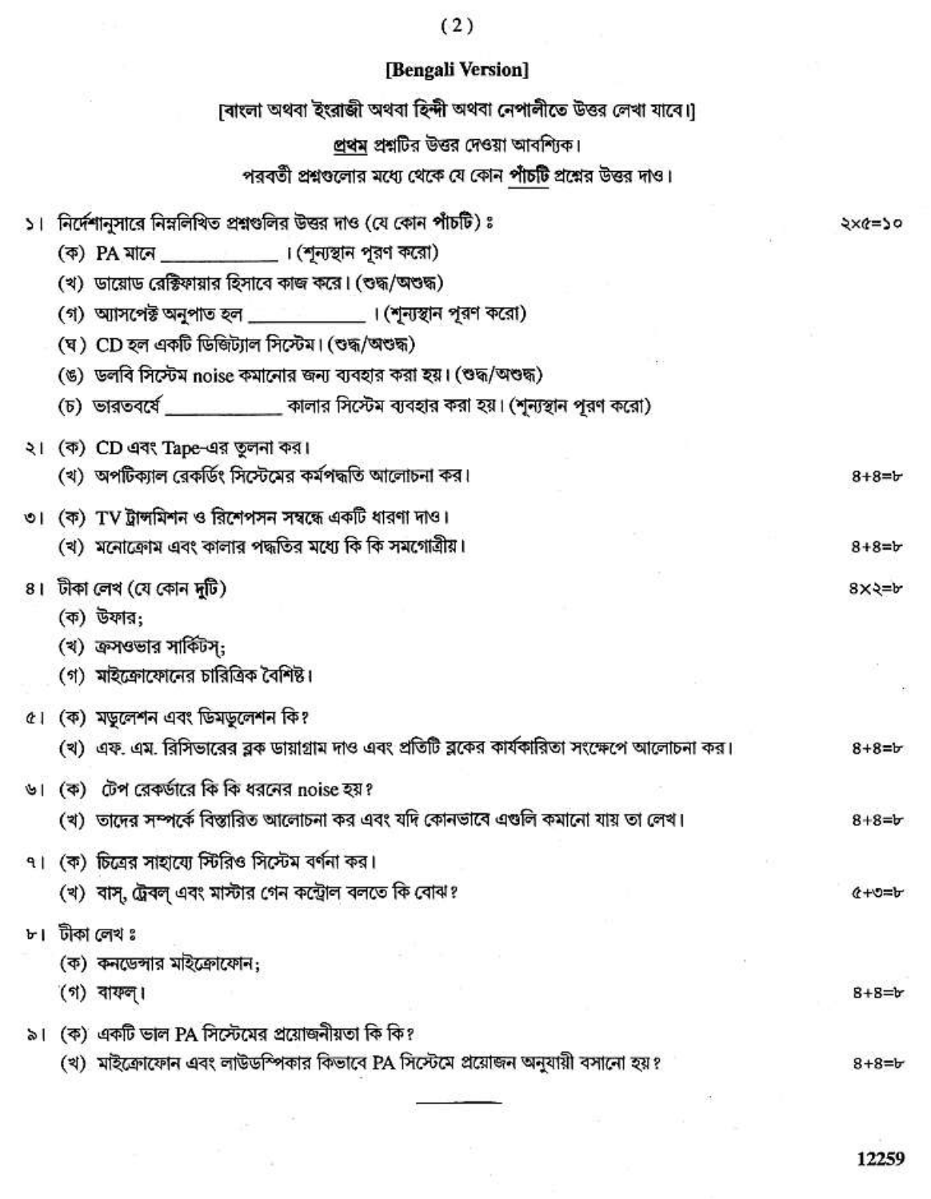## [Bengali Version]

[বাংলা অথবা ইংরাজী অথবা হিন্দী অথবা নেপালীতে উত্তর লেখা যাবে।]

প্রথম প্রশ্নটির উত্তর দেওয়া আবশ্যিক।

পরবর্তী প্রশ্নগুলোর মধ্যে থেকে যে কোন পাঁচটি প্রশ্নের উত্তর দাও।

১। নির্দেশানুসারে নিম্নলিখিত প্রশ্নগুলির উত্তর দাও (যে কোন পাঁচটি) ঃ ২×৫=১০

(ক) PA মানে ____________ । (শূন্যস্থান পূরণ করো)

(খ) ডায়োড রেক্টিফায়ার হিসাবে কাজ করে। (শুদ্ধ/অশুদ্ধ)

(গ) অ্যাসপেক্ট অনুপাত হল ____________ । (শূন্যস্থান পূরণ করো)

(ঘ) CD হল একটি ডিজিট্যাল সিস্টেম। (শুদ্ধ/অশুদ্ধ)

(ঙ) ডলবি সিস্টেম noise কমানোর জন্য ব্যবহার করা হয়। (শুদ্ধ/অশুদ্ধ)

(চ) ভারতবর্ষে ____________ কালার সিস্টেম ব্যবহার করা হয়। (শূন্যস্থান পূরণ করো)

২। (ক) CD এবং Tape-এর তুলনা কর।

(খ) অপটিক্যাল রেকর্ডিং সিস্টেমের কর্মপদ্ধতি আলোচনা কর। ৪+৪=৮

৩। (ক) TV ট্রান্সমিশন ও রিশেপসন সম্বন্ধে একটি ধারণা দাও।

(খ) মনোক্রোম এবং কালার পদ্ধতির মধ্যে কি কি সমগোত্রীয়। ৪+৪=৮

৪। টীকা লেখ (যে কোন দুটি) ৪×২=৮

(ক) উফার;

(খ) ক্রসওভার সার্কিটস্;

(গ) মাইক্রোফোনের চারিত্রিক বৈশিষ্ট।

৫। (ক) মডুলেশন এবং ডিমডুলেশন কি?

(খ) এফ. এম. রিসিভারের ব্লক ডায়াগ্রাম দাও এবং প্রতিটি ব্লকের কার্যকারিতা সংক্ষেপে আলোচনা কর। ৪+৪=৮

৬। (ক) টেপ রেকর্ডারে কি কি ধরনের noise হয়?

(খ) তাদের সম্পর্কে বিস্তারিত আলোচনা কর এবং যদি কোনভাবে এগুলি কমানো যায় তা লেখ। ৪+৪=৮

৭। (ক) চিত্রের সাহায্যে স্টিরিও সিস্টেম বর্ণনা কর।

(খ) বাস্, ট্রেবল্ এবং মাস্টার গেন কন্ট্রোল বলতে কি বোঝ? ৫+৩=৮

৮। টীকা লেখ ঃ

(ক) কনডেন্সার মাইক্রোফোন;

(গ) বাফল্। ৪+৪=৮

৯। (ক) একটি ভাল PA সিস্টেমের প্রয়োজনীয়তা কি কি?

(খ) মাইক্রোফোন এবং লাউডস্পিকার কিভাবে PA সিস্টেমে প্রয়োজন অনুযায়ী বসানো হয়? ৪+৪=৮

---

12259